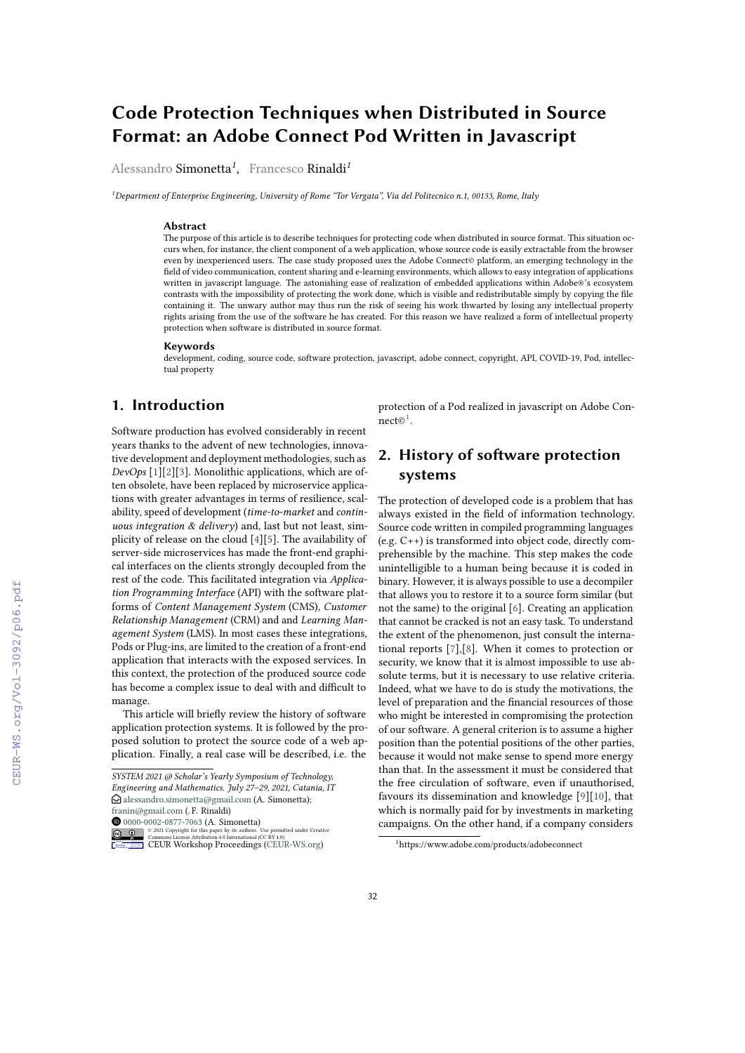# Code Protection Techniques when Distributed in Source Format: an Adobe Connect Pod Written in Javascript

Alessandro Simonetta[1], Francesco Rinaldi[1]

[1]Department of Enterprise Engineering, University of Rome "Tor Vergata", Via del Politecnico n.1, 00133, Rome, Italy

### Abstract

The purpose of this article is to describe techniques for protecting code when distributed in source format. This situation occurs when, for instance, the client component of a web application, whose source code is easily extractable from the browser even by inexperienced users. The case study proposed uses the Adobe Connect© platform, an emerging technology in the field of video communication, content sharing and e-learning environments, which allows to easy integration of applications written in javascript language. The astonishing ease of realization of embedded applications within Adobe®'s ecosystem contrasts with the impossibility of protecting the work done, which is visible and redistributable simply by copying the file containing it. The unwary author may thus run the risk of seeing his work thwarted by losing any intellectual property rights arising from the use of the software he has created. For this reason we have realized a form of intellectual property protection when software is distributed in source format.

### Keywords

development, coding, source code, software protection, javascript, adobe connect, copyright, API, COVID-19, Pod, intellectual property

## 1. Introduction

Software production has evolved considerably in recent years thanks to the advent of new technologies, innovative development and deployment methodologies, such as *DevOps* [1][2][3]. Monolithic applications, which are often obsolete, have been replaced by microservice applications with greater advantages in terms of resilience, scalability, speed of development (*time-to-market* and *continuous integration & delivery*) and, last but not least, simplicity of release on the cloud [4][5]. The availability of server-side microservices has made the front-end graphical interfaces on the clients strongly decoupled from the rest of the code. This facilitated integration via *Application Programming Interface* (API) with the software platforms of *Content Management System* (CMS), *Customer Relationship Management* (CRM) and and *Learning Management System* (LMS). In most cases these integrations, Pods or Plug-ins, are limited to the creation of a front-end application that interacts with the exposed services. In this context, the protection of the produced source code has become a complex issue to deal with and difficult to manage.

This article will briefly review the history of software application protection systems. It is followed by the proposed solution to protect the source code of a web application. Finally, a real case will be described, i.e. the protection of a Pod realized in javascript on Adobe Connect©[1].

## 2. History of software protection systems

The protection of developed code is a problem that has always existed in the field of information technology. Source code written in compiled programming languages (e.g. C++) is transformed into object code, directly comprehensible by the machine. This step makes the code unintelligible to a human being because it is coded in binary. However, it is always possible to use a decompiler that allows you to restore it to a source form similar (but not the same) to the original [6]. Creating an application that cannot be cracked is not an easy task. To understand the extent of the phenomenon, just consult the international reports [7],[8]. When it comes to protection or security, we know that it is almost impossible to use absolute terms, but it is necessary to use relative criteria. Indeed, what we have to do is study the motivations, the level of preparation and the financial resources of those who might be interested in compromising the protection of our software. A general criterion is to assume a higher position than the potential positions of the other parties, because it would not make sense to spend more energy than that. In the assessment it must be considered that the free circulation of software, even if unauthorised, favours its dissemination and knowledge [9][10], that which is normally paid for by investments in marketing campaigns. On the other hand, if a company considers

---

SYSTEM 2021 @ Scholar's Yearly Symposium of Technology, Engineering and Mathematics. July 27–29, 2021, Catania, IT
alessandro.simonetta@gmail.com (A. Simonetta); franin@gmail.com (. F. Rinaldi)
0000-0002-0877-7063 (A. Simonetta)
© 2021 Copyright for this paper by its authors. Use permitted under Creative Commons License Attribution 4.0 International (CC BY 4.0).
CEUR Workshop Proceedings (CEUR-WS.org)

[1]https://www.adobe.com/products/adobeconnect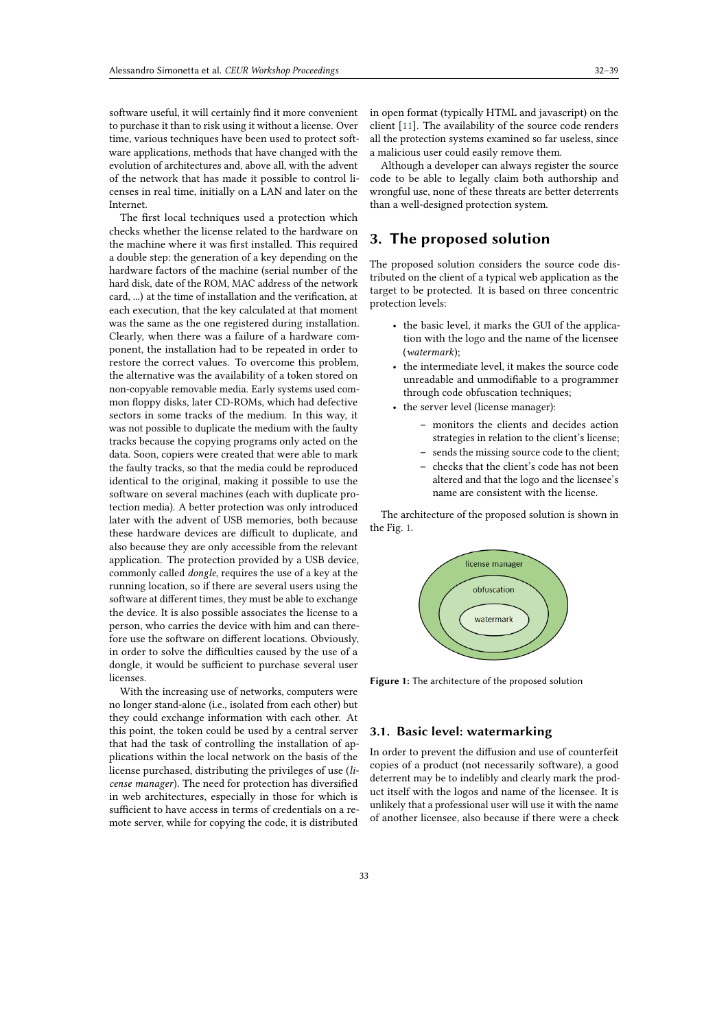software useful, it will certainly find it more convenient to purchase it than to risk using it without a license. Over time, various techniques have been used to protect software applications, methods that have changed with the evolution of architectures and, above all, with the advent of the network that has made it possible to control licenses in real time, initially on a LAN and later on the Internet.

The first local techniques used a protection which checks whether the license related to the hardware on the machine where it was first installed. This required a double step: the generation of a key depending on the hardware factors of the machine (serial number of the hard disk, date of the ROM, MAC address of the network card, ...) at the time of installation and the verification, at each execution, that the key calculated at that moment was the same as the one registered during installation. Clearly, when there was a failure of a hardware component, the installation had to be repeated in order to restore the correct values. To overcome this problem, the alternative was the availability of a token stored on non-copyable removable media. Early systems used common floppy disks, later CD-ROMs, which had defective sectors in some tracks of the medium. In this way, it was not possible to duplicate the medium with the faulty tracks because the copying programs only acted on the data. Soon, copiers were created that were able to mark the faulty tracks, so that the media could be reproduced identical to the original, making it possible to use the software on several machines (each with duplicate protection media). A better protection was only introduced later with the advent of USB memories, both because these hardware devices are difficult to duplicate, and also because they are only accessible from the relevant application. The protection provided by a USB device, commonly called *dongle*, requires the use of a key at the running location, so if there are several users using the software at different times, they must be able to exchange the device. It is also possible associates the license to a person, who carries the device with him and can therefore use the software on different locations. Obviously, in order to solve the difficulties caused by the use of a dongle, it would be sufficient to purchase several user licenses.

With the increasing use of networks, computers were no longer stand-alone (i.e., isolated from each other) but they could exchange information with each other. At this point, the token could be used by a central server that had the task of controlling the installation of applications within the local network on the basis of the license purchased, distributing the privileges of use (*license manager*). The need for protection has diversified in web architectures, especially in those for which is sufficient to have access in terms of credentials on a remote server, while for copying the code, it is distributed in open format (typically HTML and javascript) on the client [11]. The availability of the source code renders all the protection systems examined so far useless, since a malicious user could easily remove them.

Although a developer can always register the source code to be able to legally claim both authorship and wrongful use, none of these threats are better deterrents than a well-designed protection system.

## 3. The proposed solution

The proposed solution considers the source code distributed on the client of a typical web application as the target to be protected. It is based on three concentric protection levels:

- the basic level, it marks the GUI of the application with the logo and the name of the licensee (*watermark*);
- the intermediate level, it makes the source code unreadable and unmodifiable to a programmer through code obfuscation techniques;
- the server level (license manager):
  - monitors the clients and decides action strategies in relation to the client's license;
  - sends the missing source code to the client;
  - checks that the client's code has not been altered and that the logo and the licensee's name are consistent with the license.

The architecture of the proposed solution is shown in the Fig. 1.

**Figure 1:** The architecture of the proposed solution

### 3.1. Basic level: watermarking

In order to prevent the diffusion and use of counterfeit copies of a product (not necessarily software), a good deterrent may be to indelibly and clearly mark the product itself with the logos and name of the licensee. It is unlikely that a professional user will use it with the name of another licensee, also because if there were a check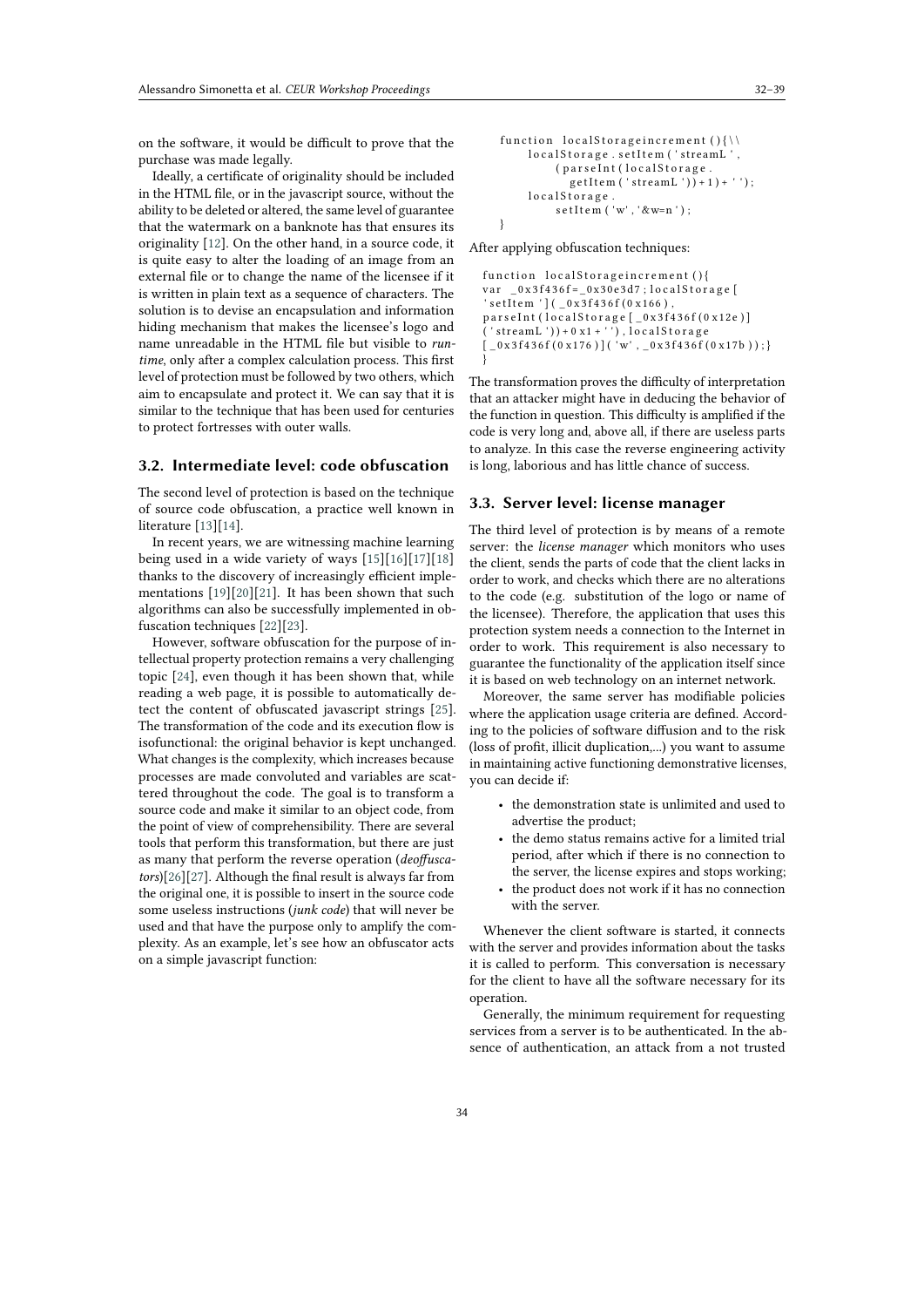on the software, it would be difficult to prove that the purchase was made legally.

Ideally, a certificate of originality should be included in the HTML file, or in the javascript source, without the ability to be deleted or altered, the same level of guarantee that the watermark on a banknote has that ensures its originality [12]. On the other hand, in a source code, it is quite easy to alter the loading of an image from an external file or to change the name of the licensee if it is written in plain text as a sequence of characters. The solution is to devise an encapsulation and information hiding mechanism that makes the licensee's logo and name unreadable in the HTML file but visible to *run-time*, only after a complex calculation process. This first level of protection must be followed by two others, which aim to encapsulate and protect it. We can say that it is similar to the technique that has been used for centuries to protect fortresses with outer walls.

### 3.2. Intermediate level: code obfuscation

The second level of protection is based on the technique of source code obfuscation, a practice well known in literature [13][14].

In recent years, we are witnessing machine learning being used in a wide variety of ways [15][16][17][18] thanks to the discovery of increasingly efficient implementations [19][20][21]. It has been shown that such algorithms can also be successfully implemented in obfuscation techniques [22][23].

However, software obfuscation for the purpose of intellectual property protection remains a very challenging topic [24], even though it has been shown that, while reading a web page, it is possible to automatically detect the content of obfuscated javascript strings [25]. The transformation of the code and its execution flow is isofunctional: the original behavior is kept unchanged. What changes is the complexity, which increases because processes are made convoluted and variables are scattered throughout the code. The goal is to transform a source code and make it similar to an object code, from the point of view of comprehensibility. There are several tools that perform this transformation, but there are just as many that perform the reverse operation (*deoffuscators*)[26][27]. Although the final result is always far from the original one, it is possible to insert in the source code some useless instructions (*junk code*) that will never be used and that have the purpose only to amplify the complexity. As an example, let's see how an obfuscator acts on a simple javascript function:

```
function localStorageincrement(){\\
    localStorage.setItem('streamL',
        (parseInt(localStorage.
            getItem('streamL'))+1)+'');
    localStorage.
        setItem('w','&w=n');
}
```

After applying obfuscation techniques:

```
function localStorageincrement(){
var _0x3f436f=_0x30e3d7;localStorage[
'setItem'](_0x3f436f(0x166),
parseInt(localStorage[_0x3f436f(0x12e)]
('streamL'))+0x1+''),localStorage
[_0x3f436f(0x176)]('w',_0x3f436f(0x17b));}
}
```

The transformation proves the difficulty of interpretation that an attacker might have in deducing the behavior of the function in question. This difficulty is amplified if the code is very long and, above all, if there are useless parts to analyze. In this case the reverse engineering activity is long, laborious and has little chance of success.

### 3.3. Server level: license manager

The third level of protection is by means of a remote server: the *license manager* which monitors who uses the client, sends the parts of code that the client lacks in order to work, and checks which there are no alterations to the code (e.g. substitution of the logo or name of the licensee). Therefore, the application that uses this protection system needs a connection to the Internet in order to work. This requirement is also necessary to guarantee the functionality of the application itself since it is based on web technology on an internet network.

Moreover, the same server has modifiable policies where the application usage criteria are defined. According to the policies of software diffusion and to the risk (loss of profit, illicit duplication,...) you want to assume in maintaining active functioning demonstrative licenses, you can decide if:

- the demonstration state is unlimited and used to advertise the product;
- the demo status remains active for a limited trial period, after which if there is no connection to the server, the license expires and stops working;
- the product does not work if it has no connection with the server.

Whenever the client software is started, it connects with the server and provides information about the tasks it is called to perform. This conversation is necessary for the client to have all the software necessary for its operation.

Generally, the minimum requirement for requesting services from a server is to be authenticated. In the absence of authentication, an attack from a not trusted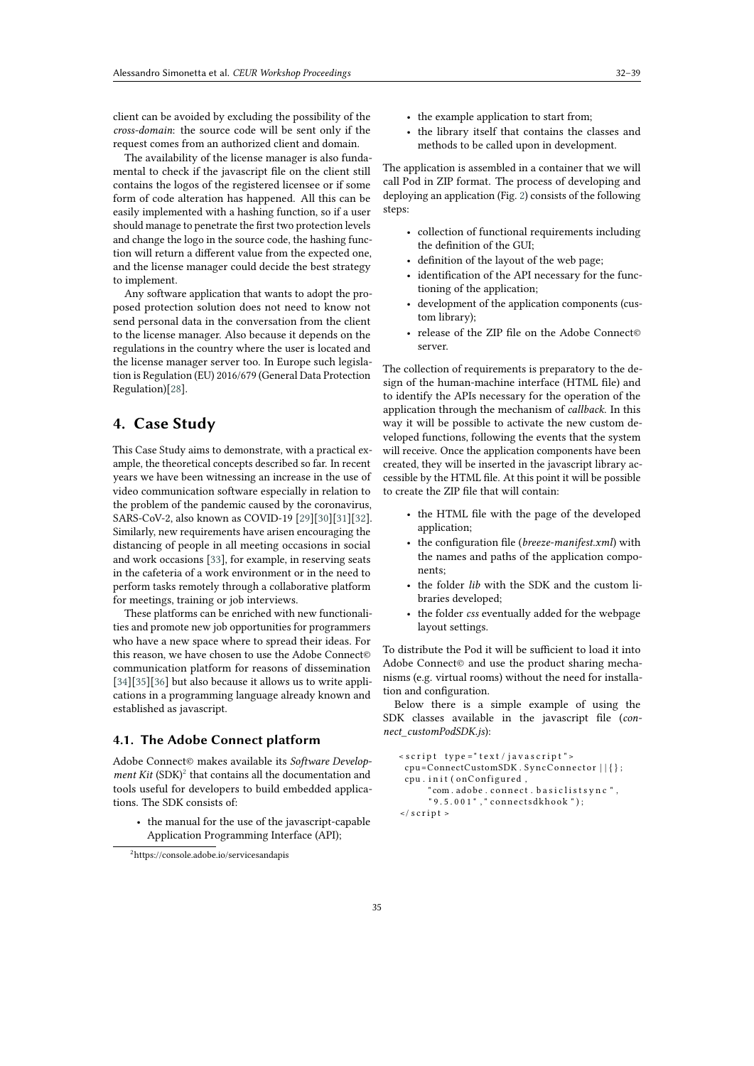client can be avoided by excluding the possibility of the *cross-domain*: the source code will be sent only if the request comes from an authorized client and domain.

The availability of the license manager is also fundamental to check if the javascript file on the client still contains the logos of the registered licensee or if some form of code alteration has happened. All this can be easily implemented with a hashing function, so if a user should manage to penetrate the first two protection levels and change the logo in the source code, the hashing function will return a different value from the expected one, and the license manager could decide the best strategy to implement.

Any software application that wants to adopt the proposed protection solution does not need to know not send personal data in the conversation from the client to the license manager. Also because it depends on the regulations in the country where the user is located and the license manager server too. In Europe such legislation is Regulation (EU) 2016/679 (General Data Protection Regulation)[28].

## 4. Case Study

This Case Study aims to demonstrate, with a practical example, the theoretical concepts described so far. In recent years we have been witnessing an increase in the use of video communication software especially in relation to the problem of the pandemic caused by the coronavirus, SARS-CoV-2, also known as COVID-19 [29][30][31][32]. Similarly, new requirements have arisen encouraging the distancing of people in all meeting occasions in social and work occasions [33], for example, in reserving seats in the cafeteria of a work environment or in the need to perform tasks remotely through a collaborative platform for meetings, training or job interviews.

These platforms can be enriched with new functionalities and promote new job opportunities for programmers who have a new space where to spread their ideas. For this reason, we have chosen to use the Adobe Connect© communication platform for reasons of dissemination [34][35][36] but also because it allows us to write applications in a programming language already known and established as javascript.

### 4.1. The Adobe Connect platform

Adobe Connect© makes available its *Software Development Kit* (SDK)[2] that contains all the documentation and tools useful for developers to build embedded applications. The SDK consists of:

- the manual for the use of the javascript-capable Application Programming Interface (API);
- the example application to start from;
- the library itself that contains the classes and methods to be called upon in development.

The application is assembled in a container that we will call Pod in ZIP format. The process of developing and deploying an application (Fig. 2) consists of the following steps:

- collection of functional requirements including the definition of the GUI;
- definition of the layout of the web page;
- identification of the API necessary for the functioning of the application;
- development of the application components (custom library);
- release of the ZIP file on the Adobe Connect© server.

The collection of requirements is preparatory to the design of the human-machine interface (HTML file) and to identify the APIs necessary for the operation of the application through the mechanism of *callback*. In this way it will be possible to activate the new custom developed functions, following the events that the system will receive. Once the application components have been created, they will be inserted in the javascript library accessible by the HTML file. At this point it will be possible to create the ZIP file that will contain:

- the HTML file with the page of the developed application;
- the configuration file (*breeze-manifest.xml*) with the names and paths of the application components;
- the folder *lib* with the SDK and the custom libraries developed;
- the folder *css* eventually added for the webpage layout settings.

To distribute the Pod it will be sufficient to load it into Adobe Connect© and use the product sharing mechanisms (e.g. virtual rooms) without the need for installation and configuration.

Below there is a simple example of using the SDK classes available in the javascript file (*connect_customPodSDK.js*):

```
<script type="text/javascript">
 cpu=ConnectCustomSDK.SyncConnector||{};
 cpu.init(onConfigured,
      "com.adobe.connect.basiclistsync",
      "9.5.001","connectsdkhook");
</script>
```

[2] https://console.adobe.io/servicesandapis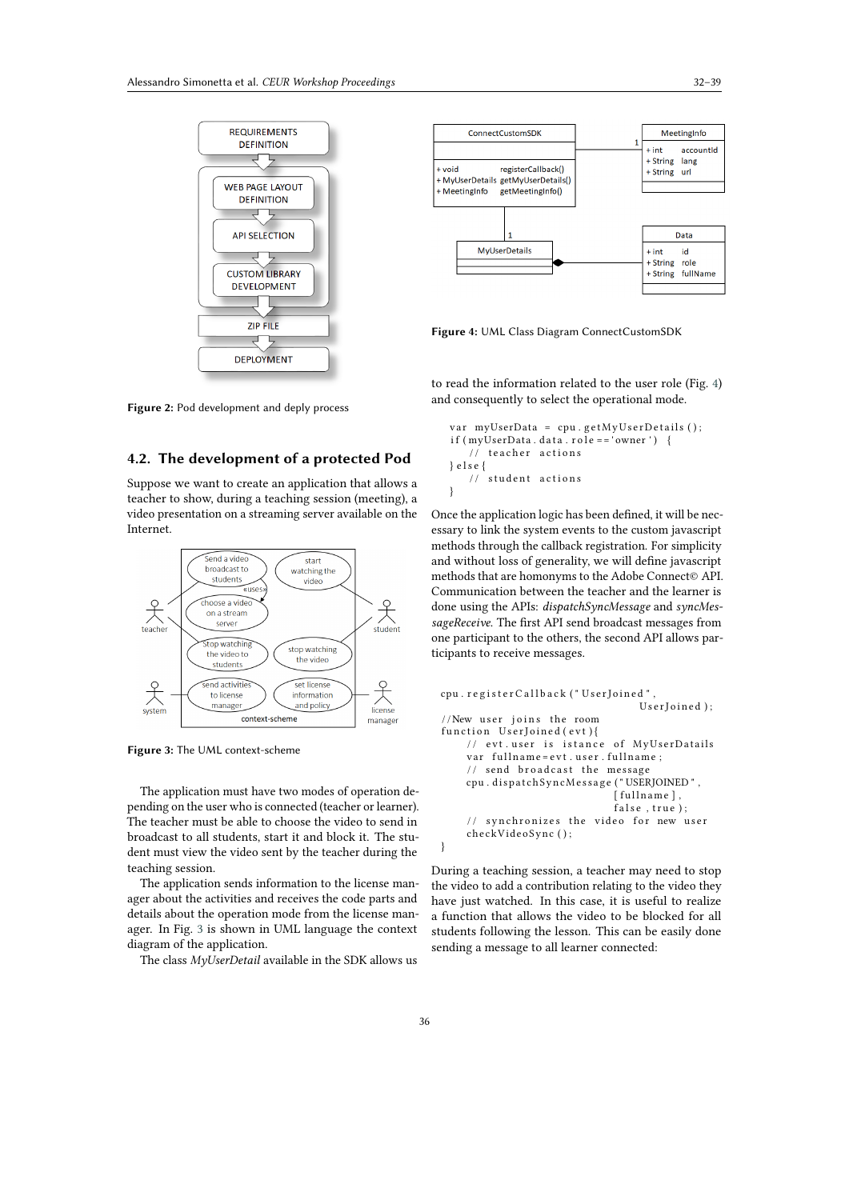Figure 2: Pod development and deply process

## 4.2. The development of a protected Pod

Suppose we want to create an application that allows a teacher to show, during a teaching session (meeting), a video presentation on a streaming server available on the Internet.

Figure 3: The UML context-scheme

The application must have two modes of operation depending on the user who is connected (teacher or learner). The teacher must be able to choose the video to send in broadcast to all students, start it and block it. The student must view the video sent by the teacher during the teaching session.

The application sends information to the license manager about the activities and receives the code parts and details about the operation mode from the license manager. In Fig. 3 is shown in UML language the context diagram of the application.

The class *MyUserDetail* available in the SDK allows us to read the information related to the user role (Fig. 4) and consequently to select the operational mode.

Figure 4: UML Class Diagram ConnectCustomSDK

```
var myUserData = cpu.getMyUserDetails();
if(myUserData.data.role=='owner') {
    // teacher actions
}else{
    // student actions
}
```

Once the application logic has been defined, it will be necessary to link the system events to the custom javascript methods through the callback registration. For simplicity and without loss of generality, we will define javascript methods that are homonyms to the Adobe Connect© API. Communication between the teacher and the learner is done using the APIs: *dispatchSyncMessage* and *syncMessageReceive*. The first API send broadcast messages from one participant to the others, the second API allows participants to receive messages.

```
cpu.registerCallback("UserJoined",
                                UserJoined);
//New user joins the room
function UserJoined(evt){
    // evt.user is istance of MyUserDatails
    var fullname=evt.user.fullname;
    // send broadcast the message
    cpu.dispatchSyncMessage("USERJOINED",
                            [fullname],
                            false,true);
    // synchronizes the video for new user
    checkVideoSync();
}
```

During a teaching session, a teacher may need to stop the video to add a contribution relating to the video they have just watched. In this case, it is useful to realize a function that allows the video to be blocked for all students following the lesson. This can be easily done sending a message to all learner connected: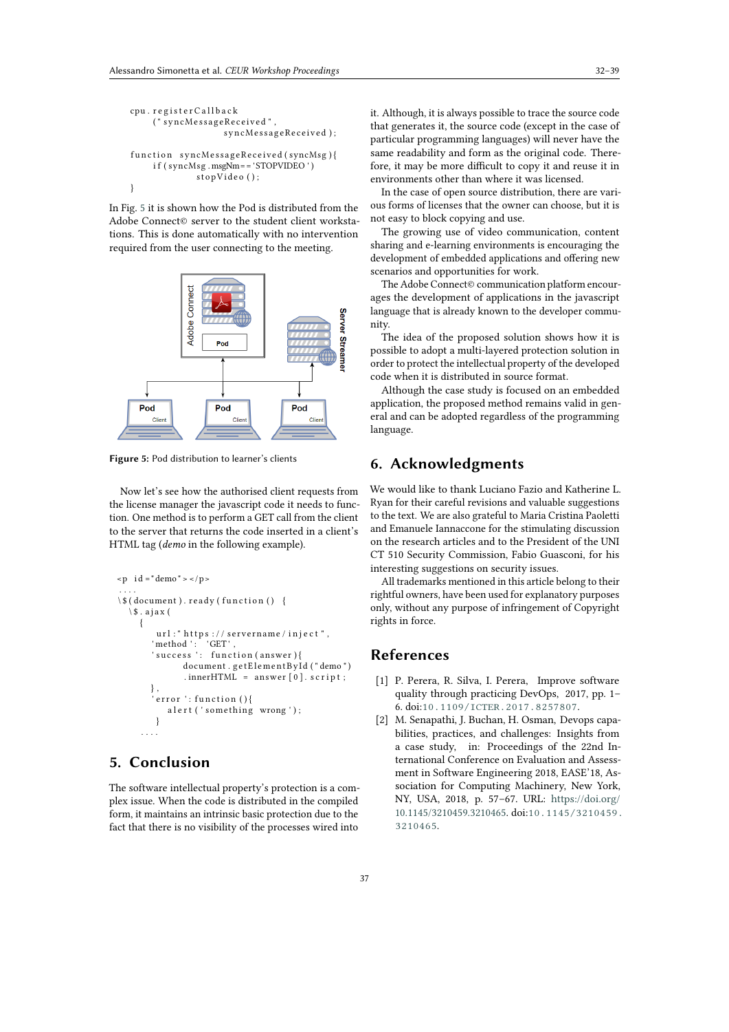```
cpu.registerCallback
     ("syncMessageReceived",
              syncMessageReceived);

function syncMessageReceived(syncMsg){
     if(syncMsg.msgNm=='STOPVIDEO')
          stopVideo();
}
```

In Fig. 5 it is shown how the Pod is distributed from the Adobe Connect© server to the student client workstations. This is done automatically with no intervention required from the user connecting to the meeting.

**Figure 5:** Pod distribution to learner's clients

Now let's see how the authorised client requests from the license manager the javascript code it needs to function. One method is to perform a GET call from the client to the server that returns the code inserted in a client's HTML tag (*demo* in the following example).

```
<p id="demo"></p>
....
\$(document).ready(function() {
  \$.ajax(
    {
      url:"https://servername/inject",
      'method': 'GET',
      'success': function(answer){
           document.getElementById("demo")
           .innerHTML = answer[0].script;
      },
      'error': function(){
           alert('something wrong');
      }
  ....
```

## 5. Conclusion

The software intellectual property's protection is a complex issue. When the code is distributed in the compiled form, it maintains an intrinsic basic protection due to the fact that there is no visibility of the processes wired into it. Although, it is always possible to trace the source code that generates it, the source code (except in the case of particular programming languages) will never have the same readability and form as the original code. Therefore, it may be more difficult to copy it and reuse it in environments other than where it was licensed.

In the case of open source distribution, there are various forms of licenses that the owner can choose, but it is not easy to block copying and use.

The growing use of video communication, content sharing and e-learning environments is encouraging the development of embedded applications and offering new scenarios and opportunities for work.

The Adobe Connect© communication platform encourages the development of applications in the javascript language that is already known to the developer community.

The idea of the proposed solution shows how it is possible to adopt a multi-layered protection solution in order to protect the intellectual property of the developed code when it is distributed in source format.

Although the case study is focused on an embedded application, the proposed method remains valid in general and can be adopted regardless of the programming language.

## 6. Acknowledgments

We would like to thank Luciano Fazio and Katherine L. Ryan for their careful revisions and valuable suggestions to the text. We are also grateful to Maria Cristina Paoletti and Emanuele Iannaccone for the stimulating discussion on the research articles and to the President of the UNI CT 510 Security Commission, Fabio Guasconi, for his interesting suggestions on security issues.

All trademarks mentioned in this article belong to their rightful owners, have been used for explanatory purposes only, without any purpose of infringement of Copyright rights in force.

## References

[1] P. Perera, R. Silva, I. Perera, Improve software quality through practicing DevOps, 2017, pp. 1–6. doi:10.1109/ICTER.2017.8257807.

[2] M. Senapathi, J. Buchan, H. Osman, Devops capabilities, practices, and challenges: Insights from a case study, in: Proceedings of the 22nd International Conference on Evaluation and Assessment in Software Engineering 2018, EASE'18, Association for Computing Machinery, New York, NY, USA, 2018, p. 57–67. URL: https://doi.org/10.1145/3210459.3210465. doi:10.1145/3210459.3210465.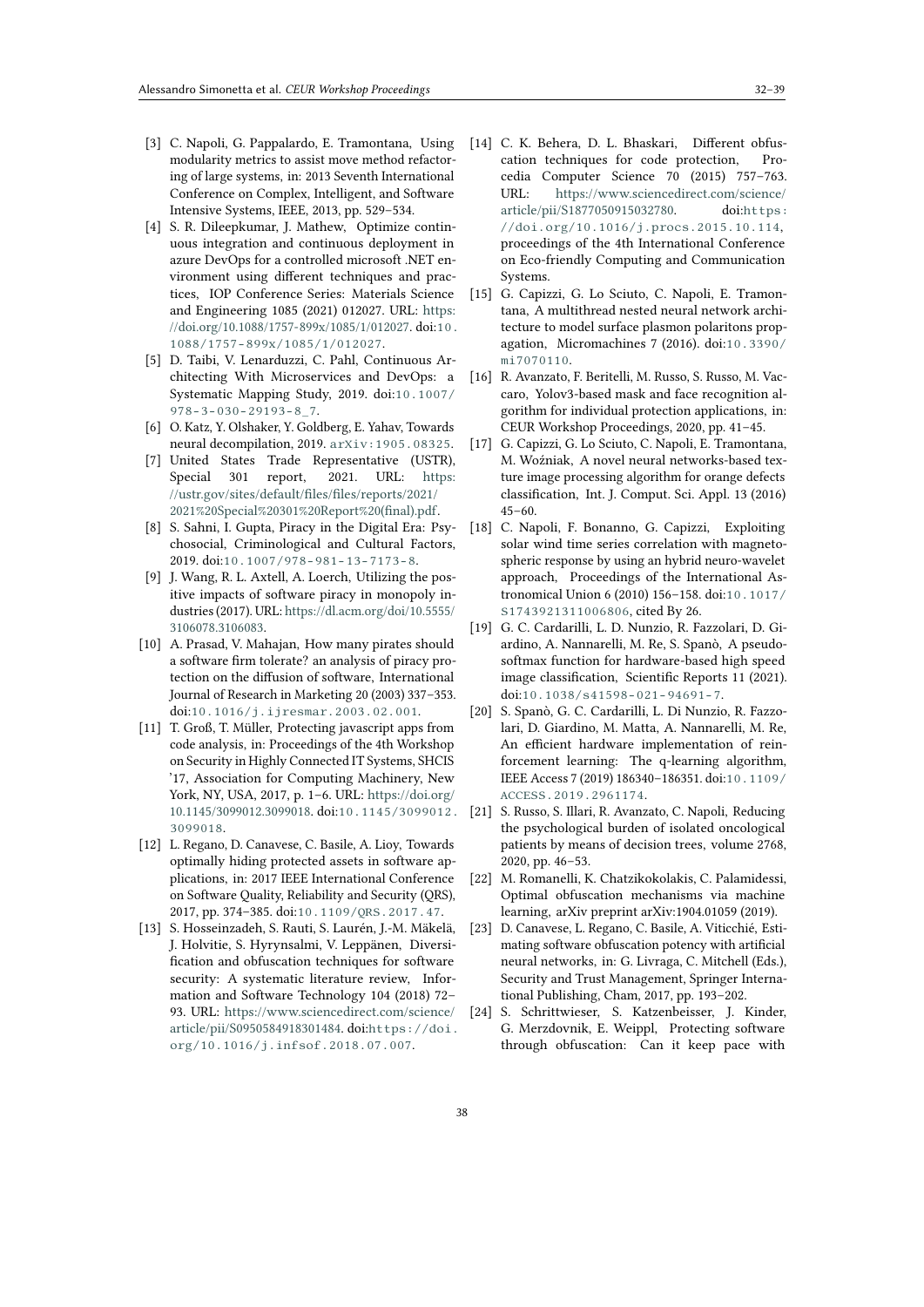[3] C. Napoli, G. Pappalardo, E. Tramontana, Using modularity metrics to assist move method refactoring of large systems, in: 2013 Seventh International Conference on Complex, Intelligent, and Software Intensive Systems, IEEE, 2013, pp. 529–534.

[4] S. R. Dileepkumar, J. Mathew, Optimize continuous integration and continuous deployment in azure DevOps for a controlled microsoft .NET environment using different techniques and practices, IOP Conference Series: Materials Science and Engineering 1085 (2021) 012027. URL: https://doi.org/10.1088/1757-899x/1085/1/012027. doi:10.1088/1757-899x/1085/1/012027.

[5] D. Taibi, V. Lenarduzzi, C. Pahl, Continuous Architecting With Microservices and DevOps: a Systematic Mapping Study, 2019. doi:10.1007/978-3-030-29193-8_7.

[6] O. Katz, Y. Olshaker, Y. Goldberg, E. Yahav, Towards neural decompilation, 2019. arXiv:1905.08325.

[7] United States Trade Representative (USTR), Special 301 report, 2021. URL: https://ustr.gov/sites/default/files/files/reports/2021/2021%20Special%20301%20Report%20(final).pdf.

[8] S. Sahni, I. Gupta, Piracy in the Digital Era: Psychosocial, Criminological and Cultural Factors, 2019. doi:10.1007/978-981-13-7173-8.

[9] J. Wang, R. L. Axtell, A. Loerch, Utilizing the positive impacts of software piracy in monopoly industries (2017). URL: https://dl.acm.org/doi/10.5555/3106078.3106083.

[10] A. Prasad, V. Mahajan, How many pirates should a software firm tolerate? an analysis of piracy protection on the diffusion of software, International Journal of Research in Marketing 20 (2003) 337–353. doi:10.1016/j.ijresmar.2003.02.001.

[11] T. Groß, T. Müller, Protecting javascript apps from code analysis, in: Proceedings of the 4th Workshop on Security in Highly Connected IT Systems, SHCIS '17, Association for Computing Machinery, New York, NY, USA, 2017, p. 1–6. URL: https://doi.org/10.1145/3099012.3099018. doi:10.1145/3099012.3099018.

[12] L. Regano, D. Canavese, C. Basile, A. Lioy, Towards optimally hiding protected assets in software applications, in: 2017 IEEE International Conference on Software Quality, Reliability and Security (QRS), 2017, pp. 374–385. doi:10.1109/QRS.2017.47.

[13] S. Hosseinzadeh, S. Rauti, S. Laurén, J.-M. Mäkelä, J. Holvitie, S. Hyrynsalmi, V. Leppänen, Diversification and obfuscation techniques for software security: A systematic literature review, Information and Software Technology 104 (2018) 72–93. URL: https://www.sciencedirect.com/science/article/pii/S0950584918301484. doi:https://doi.org/10.1016/j.infsof.2018.07.007.

[14] C. K. Behera, D. L. Bhaskari, Different obfuscation techniques for code protection, Procedia Computer Science 70 (2015) 757–763. URL: https://www.sciencedirect.com/science/article/pii/S1877050915032780. doi:https://doi.org/10.1016/j.procs.2015.10.114, proceedings of the 4th International Conference on Eco-friendly Computing and Communication Systems.

[15] G. Capizzi, G. Lo Sciuto, C. Napoli, E. Tramontana, A multithread nested neural network architecture to model surface plasmon polaritons propagation, Micromachines 7 (2016). doi:10.3390/mi7070110.

[16] R. Avanzato, F. Beritelli, M. Russo, S. Russo, M. Vaccaro, Yolov3-based mask and face recognition algorithm for individual protection applications, in: CEUR Workshop Proceedings, 2020, pp. 41–45.

[17] G. Capizzi, G. Lo Sciuto, C. Napoli, E. Tramontana, M. Woźniak, A novel neural networks-based texture image processing algorithm for orange defects classification, Int. J. Comput. Sci. Appl. 13 (2016) 45–60.

[18] C. Napoli, F. Bonanno, G. Capizzi, Exploiting solar wind time series correlation with magnetospheric response by using an hybrid neuro-wavelet approach, Proceedings of the International Astronomical Union 6 (2010) 156–158. doi:10.1017/S1743921311006806, cited By 26.

[19] G. C. Cardarilli, L. D. Nunzio, R. Fazzolari, D. Giardino, A. Nannarelli, M. Re, S. Spanò, A pseudo-softmax function for hardware-based high speed image classification, Scientific Reports 11 (2021). doi:10.1038/s41598-021-94691-7.

[20] S. Spanò, G. C. Cardarilli, L. Di Nunzio, R. Fazzolari, D. Giardino, M. Matta, A. Nannarelli, M. Re, An efficient hardware implementation of reinforcement learning: The q-learning algorithm, IEEE Access 7 (2019) 186340–186351. doi:10.1109/ACCESS.2019.2961174.

[21] S. Russo, S. Illari, R. Avanzato, C. Napoli, Reducing the psychological burden of isolated oncological patients by means of decision trees, volume 2768, 2020, pp. 46–53.

[22] M. Romanelli, K. Chatzikokolakis, C. Palamidessi, Optimal obfuscation mechanisms via machine learning, arXiv preprint arXiv:1904.01059 (2019).

[23] D. Canavese, L. Regano, C. Basile, A. Viticchié, Estimating software obfuscation potency with artificial neural networks, in: G. Livraga, C. Mitchell (Eds.), Security and Trust Management, Springer International Publishing, Cham, 2017, pp. 193–202.

[24] S. Schrittwieser, S. Katzenbeisser, J. Kinder, G. Merzdovnik, E. Weippl, Protecting software through obfuscation: Can it keep pace with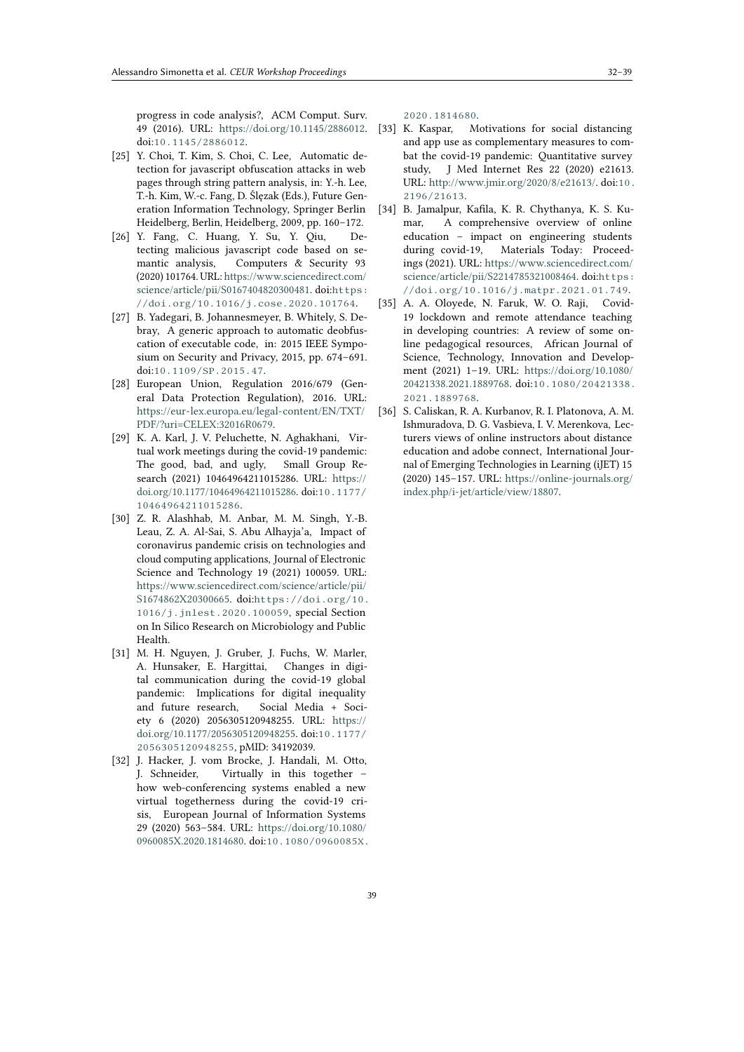progress in code analysis?, ACM Comput. Surv. 49 (2016). URL: https://doi.org/10.1145/2886012. doi:10.1145/2886012.

[25] Y. Choi, T. Kim, S. Choi, C. Lee, Automatic detection for javascript obfuscation attacks in web pages through string pattern analysis, in: Y.-h. Lee, T.-h. Kim, W.-c. Fang, D. Ślęzak (Eds.), Future Generation Information Technology, Springer Berlin Heidelberg, Berlin, Heidelberg, 2009, pp. 160–172.

[26] Y. Fang, C. Huang, Y. Su, Y. Qiu, Detecting malicious javascript code based on semantic analysis, Computers & Security 93 (2020) 101764. URL: https://www.sciencedirect.com/science/article/pii/S0167404820300481. doi:https://doi.org/10.1016/j.cose.2020.101764.

[27] B. Yadegari, B. Johannesmeyer, B. Whitely, S. Debray, A generic approach to automatic deobfuscation of executable code, in: 2015 IEEE Symposium on Security and Privacy, 2015, pp. 674–691. doi:10.1109/SP.2015.47.

[28] European Union, Regulation 2016/679 (General Data Protection Regulation), 2016. URL: https://eur-lex.europa.eu/legal-content/EN/TXT/PDF/?uri=CELEX:32016R0679.

[29] K. A. Karl, J. V. Peluchette, N. Aghakhani, Virtual work meetings during the covid-19 pandemic: The good, bad, and ugly, Small Group Research (2021) 10464964211015286. URL: https://doi.org/10.1177/10464964211015286. doi:10.1177/10464964211015286.

[30] Z. R. Alashhab, M. Anbar, M. M. Singh, Y.-B. Leau, Z. A. Al-Sai, S. Abu Alhayja'a, Impact of coronavirus pandemic crisis on technologies and cloud computing applications, Journal of Electronic Science and Technology 19 (2021) 100059. URL: https://www.sciencedirect.com/science/article/pii/S1674862X20300665. doi:https://doi.org/10.1016/j.jnlest.2020.100059, special Section on In Silico Research on Microbiology and Public Health.

[31] M. H. Nguyen, J. Gruber, J. Fuchs, W. Marler, A. Hunsaker, E. Hargittai, Changes in digital communication during the covid-19 global pandemic: Implications for digital inequality and future research, Social Media + Society 6 (2020) 2056305120948255. URL: https://doi.org/10.1177/2056305120948255. doi:10.1177/2056305120948255, pMID: 34192039.

[32] J. Hacker, J. vom Brocke, J. Handali, M. Otto, J. Schneider, Virtually in this together – how web-conferencing systems enabled a new virtual togetherness during the covid-19 crisis, European Journal of Information Systems 29 (2020) 563–584. URL: https://doi.org/10.1080/0960085X.2020.1814680. doi:10.1080/0960085X.2020.1814680.

[33] K. Kaspar, Motivations for social distancing and app use as complementary measures to combat the covid-19 pandemic: Quantitative survey study, J Med Internet Res 22 (2020) e21613. URL: http://www.jmir.org/2020/8/e21613/. doi:10.2196/21613.

[34] B. Jamalpur, Kafila, K. R. Chythanya, K. S. Kumar, A comprehensive overview of online education – impact on engineering students during covid-19, Materials Today: Proceedings (2021). URL: https://www.sciencedirect.com/science/article/pii/S2214785321008464. doi:https://doi.org/10.1016/j.matpr.2021.01.749.

[35] A. A. Oloyede, N. Faruk, W. O. Raji, Covid-19 lockdown and remote attendance teaching in developing countries: A review of some online pedagogical resources, African Journal of Science, Technology, Innovation and Development (2021) 1–19. URL: https://doi.org/10.1080/20421338.2021.1889768. doi:10.1080/20421338.2021.1889768.

[36] S. Caliskan, R. A. Kurbanov, R. I. Platonova, A. M. Ishmuradova, D. G. Vasbieva, I. V. Merenkova, Lecturers views of online instructors about distance education and adobe connect, International Journal of Emerging Technologies in Learning (iJET) 15 (2020) 145–157. URL: https://online-journals.org/index.php/i-jet/article/view/18807.